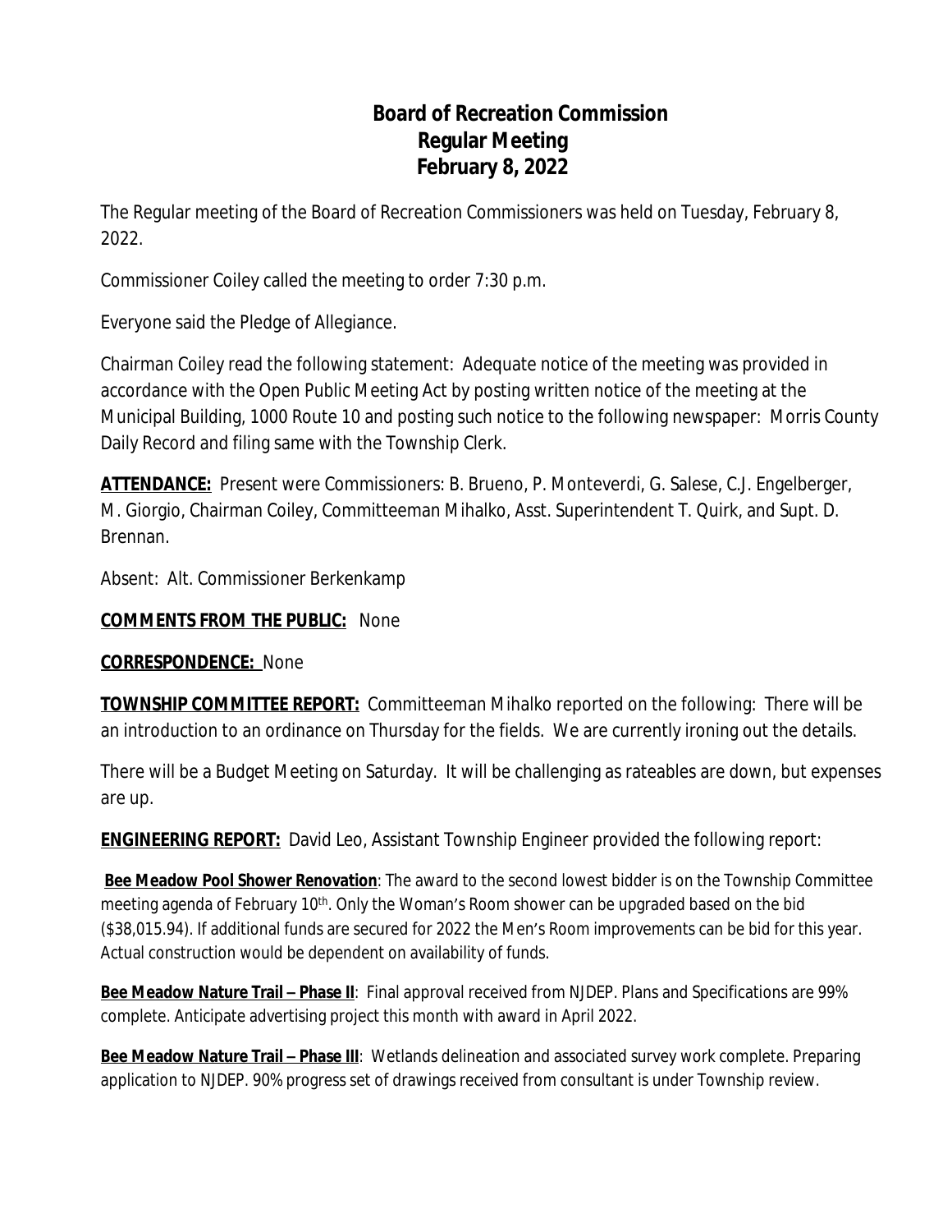# Board of Recreation Commission
## Regular Meeting
## February 8, 2022

The Regular meeting of the Board of Recreation Commissioners was held on Tuesday, February 8, 2022.

Commissioner Coiley called the meeting to order 7:30 p.m.

Everyone said the Pledge of Allegiance.

Chairman Coiley read the following statement: Adequate notice of the meeting was provided in accordance with the Open Public Meeting Act by posting written notice of the meeting at the Municipal Building, 1000 Route 10 and posting such notice to the following newspaper: Morris County Daily Record and filing same with the Township Clerk.

**ATTENDANCE:** Present were Commissioners: B. Brueno, P. Monteverdi, G. Salese, C.J. Engelberger, M. Giorgio, Chairman Coiley, Committeeman Mihalko, Asst. Superintendent T. Quirk, and Supt. D. Brennan.

Absent: Alt. Commissioner Berkenkamp

**COMMENTS FROM THE PUBLIC:** None

**CORRESPONDENCE:** None

**TOWNSHIP COMMITTEE REPORT:** Committeeman Mihalko reported on the following: There will be an introduction to an ordinance on Thursday for the fields. We are currently ironing out the details.

There will be a Budget Meeting on Saturday. It will be challenging as rateables are down, but expenses are up.

**ENGINEERING REPORT:** David Leo, Assistant Township Engineer provided the following report:

**Bee Meadow Pool Shower Renovation**: The award to the second lowest bidder is on the Township Committee meeting agenda of February 10th. Only the Woman's Room shower can be upgraded based on the bid ($38,015.94). If additional funds are secured for 2022 the Men's Room improvements can be bid for this year. Actual construction would be dependent on availability of funds.

**Bee Meadow Nature Trail – Phase II**: Final approval received from NJDEP. Plans and Specifications are 99% complete. Anticipate advertising project this month with award in April 2022.

**Bee Meadow Nature Trail – Phase III**: Wetlands delineation and associated survey work complete. Preparing application to NJDEP. 90% progress set of drawings received from consultant is under Township review.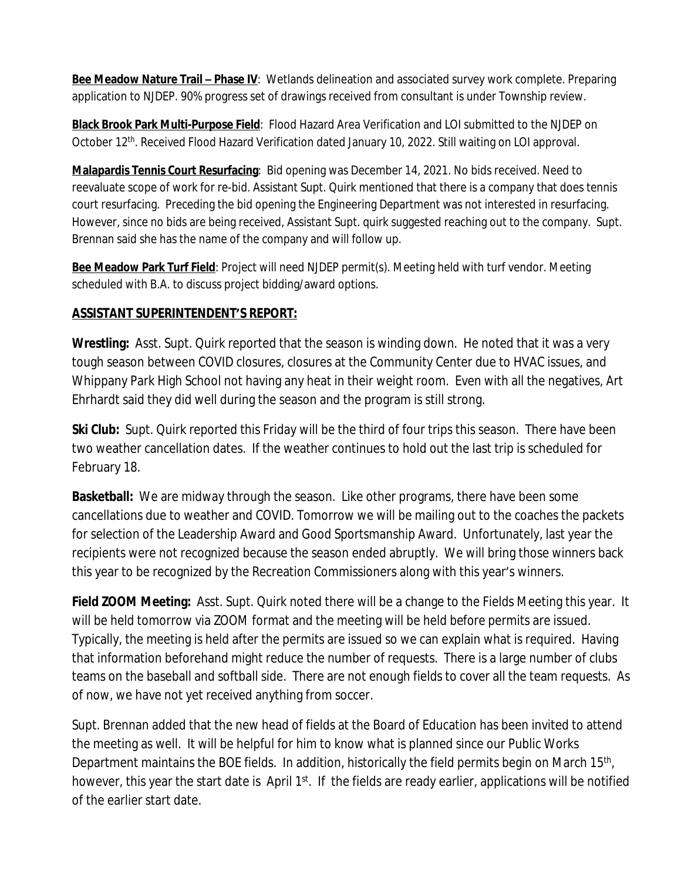**Bee Meadow Nature Trail – Phase IV**: Wetlands delineation and associated survey work complete. Preparing application to NJDEP. 90% progress set of drawings received from consultant is under Township review.

**Black Brook Park Multi-Purpose Field**: Flood Hazard Area Verification and LOI submitted to the NJDEP on October 12th. Received Flood Hazard Verification dated January 10, 2022. Still waiting on LOI approval.

**Malapardis Tennis Court Resurfacing**: Bid opening was December 14, 2021. No bids received. Need to reevaluate scope of work for re-bid. Assistant Supt. Quirk mentioned that there is a company that does tennis court resurfacing. Preceding the bid opening the Engineering Department was not interested in resurfacing. However, since no bids are being received, Assistant Supt. quirk suggested reaching out to the company. Supt. Brennan said she has the name of the company and will follow up.

**Bee Meadow Park Turf Field**: Project will need NJDEP permit(s). Meeting held with turf vendor. Meeting scheduled with B.A. to discuss project bidding/award options.

## ASSISTANT SUPERINTENDENT'S REPORT:

**Wrestling:** Asst. Supt. Quirk reported that the season is winding down. He noted that it was a very tough season between COVID closures, closures at the Community Center due to HVAC issues, and Whippany Park High School not having any heat in their weight room. Even with all the negatives, Art Ehrhardt said they did well during the season and the program is still strong.

**Ski Club:** Supt. Quirk reported this Friday will be the third of four trips this season. There have been two weather cancellation dates. If the weather continues to hold out the last trip is scheduled for February 18.

**Basketball:** We are midway through the season. Like other programs, there have been some cancellations due to weather and COVID. Tomorrow we will be mailing out to the coaches the packets for selection of the Leadership Award and Good Sportsmanship Award. Unfortunately, last year the recipients were not recognized because the season ended abruptly. We will bring those winners back this year to be recognized by the Recreation Commissioners along with this year's winners.

**Field ZOOM Meeting:** Asst. Supt. Quirk noted there will be a change to the Fields Meeting this year. It will be held tomorrow via ZOOM format and the meeting will be held before permits are issued. Typically, the meeting is held after the permits are issued so we can explain what is required. Having that information beforehand might reduce the number of requests. There is a large number of clubs teams on the baseball and softball side. There are not enough fields to cover all the team requests. As of now, we have not yet received anything from soccer.

Supt. Brennan added that the new head of fields at the Board of Education has been invited to attend the meeting as well. It will be helpful for him to know what is planned since our Public Works Department maintains the BOE fields. In addition, historically the field permits begin on March 15th, however, this year the start date is April 1st. If the fields are ready earlier, applications will be notified of the earlier start date.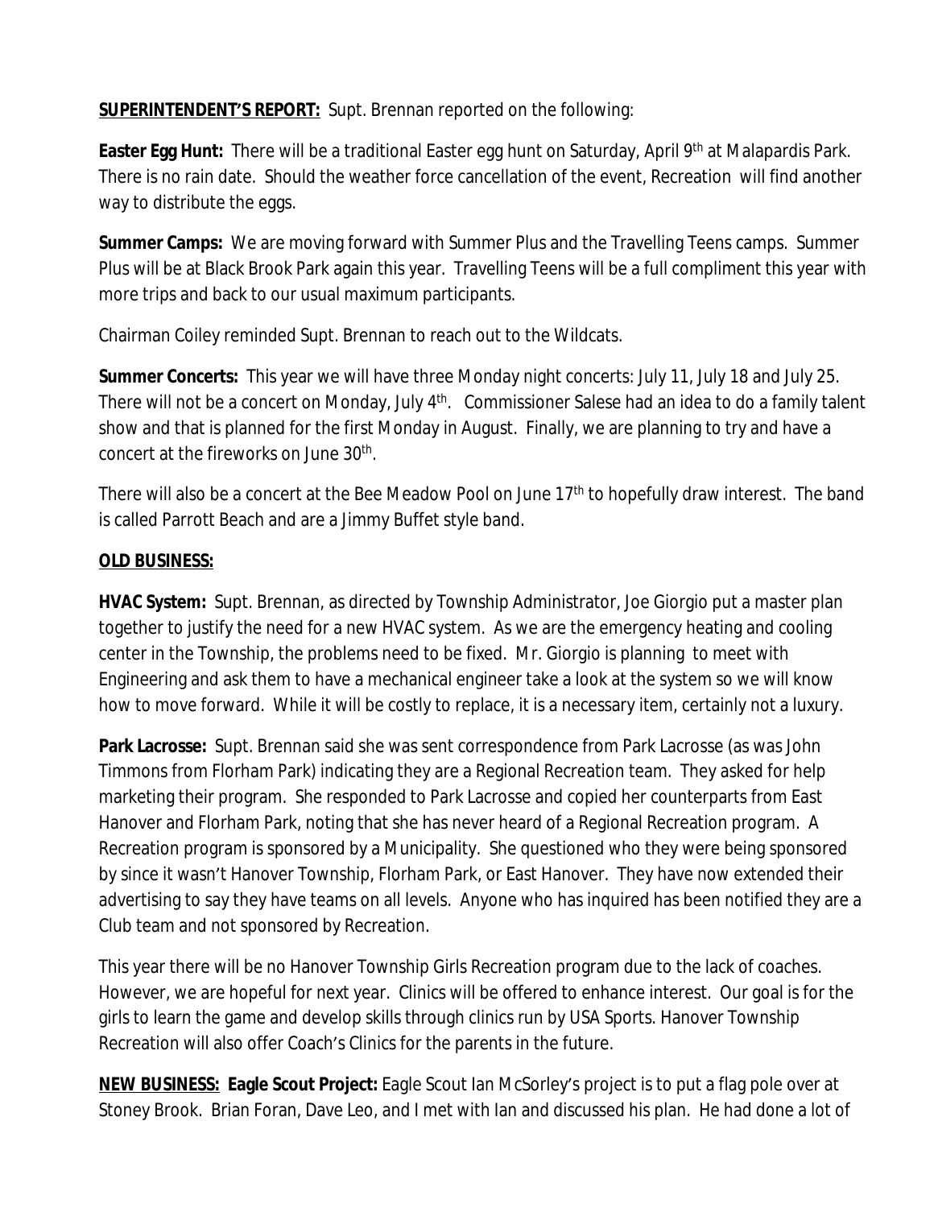**SUPERINTENDENT'S REPORT:** Supt. Brennan reported on the following:

**Easter Egg Hunt:** There will be a traditional Easter egg hunt on Saturday, April 9th at Malapardis Park. There is no rain date. Should the weather force cancellation of the event, Recreation will find another way to distribute the eggs.

**Summer Camps:** We are moving forward with Summer Plus and the Travelling Teens camps. Summer Plus will be at Black Brook Park again this year. Travelling Teens will be a full compliment this year with more trips and back to our usual maximum participants.

Chairman Coiley reminded Supt. Brennan to reach out to the Wildcats.

**Summer Concerts:** This year we will have three Monday night concerts: July 11, July 18 and July 25. There will not be a concert on Monday, July 4th. Commissioner Salese had an idea to do a family talent show and that is planned for the first Monday in August. Finally, we are planning to try and have a concert at the fireworks on June 30th.

There will also be a concert at the Bee Meadow Pool on June 17th to hopefully draw interest. The band is called Parrott Beach and are a Jimmy Buffet style band.

**OLD BUSINESS:**

**HVAC System:** Supt. Brennan, as directed by Township Administrator, Joe Giorgio put a master plan together to justify the need for a new HVAC system. As we are the emergency heating and cooling center in the Township, the problems need to be fixed. Mr. Giorgio is planning to meet with Engineering and ask them to have a mechanical engineer take a look at the system so we will know how to move forward. While it will be costly to replace, it is a necessary item, certainly not a luxury.

**Park Lacrosse:** Supt. Brennan said she was sent correspondence from Park Lacrosse (as was John Timmons from Florham Park) indicating they are a Regional Recreation team. They asked for help marketing their program. She responded to Park Lacrosse and copied her counterparts from East Hanover and Florham Park, noting that she has never heard of a Regional Recreation program. A Recreation program is sponsored by a Municipality. She questioned who they were being sponsored by since it wasn't Hanover Township, Florham Park, or East Hanover. They have now extended their advertising to say they have teams on all levels. Anyone who has inquired has been notified they are a Club team and not sponsored by Recreation.

This year there will be no Hanover Township Girls Recreation program due to the lack of coaches. However, we are hopeful for next year. Clinics will be offered to enhance interest. Our goal is for the girls to learn the game and develop skills through clinics run by USA Sports. Hanover Township Recreation will also offer Coach's Clinics for the parents in the future.

**NEW BUSINESS: Eagle Scout Project:** Eagle Scout Ian McSorley's project is to put a flag pole over at Stoney Brook. Brian Foran, Dave Leo, and I met with Ian and discussed his plan. He had done a lot of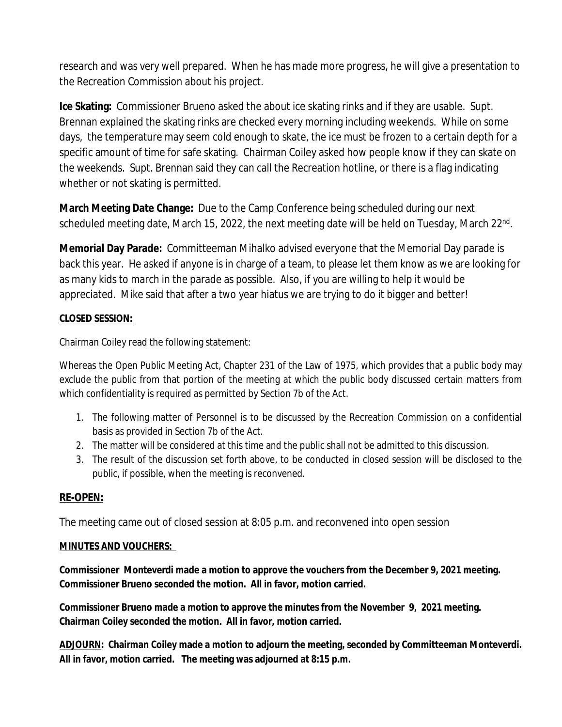research and was very well prepared. When he has made more progress, he will give a presentation to the Recreation Commission about his project.

**Ice Skating:** Commissioner Brueno asked the about ice skating rinks and if they are usable. Supt. Brennan explained the skating rinks are checked every morning including weekends. While on some days, the temperature may seem cold enough to skate, the ice must be frozen to a certain depth for a specific amount of time for safe skating. Chairman Coiley asked how people know if they can skate on the weekends. Supt. Brennan said they can call the Recreation hotline, or there is a flag indicating whether or not skating is permitted.

**March Meeting Date Change:** Due to the Camp Conference being scheduled during our next scheduled meeting date, March 15, 2022, the next meeting date will be held on Tuesday, March 22nd.

**Memorial Day Parade:** Committeeman Mihalko advised everyone that the Memorial Day parade is back this year. He asked if anyone is in charge of a team, to please let them know as we are looking for as many kids to march in the parade as possible. Also, if you are willing to help it would be appreciated. Mike said that after a two year hiatus we are trying to do it bigger and better!

**CLOSED SESSION:**

Chairman Coiley read the following statement:

Whereas the Open Public Meeting Act, Chapter 231 of the Law of 1975, which provides that a public body may exclude the public from that portion of the meeting at which the public body discussed certain matters from which confidentiality is required as permitted by Section 7b of the Act.

1. The following matter of Personnel is to be discussed by the Recreation Commission on a confidential basis as provided in Section 7b of the Act.
2. The matter will be considered at this time and the public shall not be admitted to this discussion.
3. The result of the discussion set forth above, to be conducted in closed session will be disclosed to the public, if possible, when the meeting is reconvened.

**RE-OPEN:**

The meeting came out of closed session at 8:05 p.m. and reconvened into open session

**MINUTES AND VOUCHERS:**

**Commissioner Monteverdi made a motion to approve the vouchers from the December 9, 2021 meeting. Commissioner Brueno seconded the motion. All in favor, motion carried.**

**Commissioner Brueno made a motion to approve the minutes from the November 9, 2021 meeting. Chairman Coiley seconded the motion. All in favor, motion carried.**

**ADJOURN: Chairman Coiley made a motion to adjourn the meeting, seconded by Committeeman Monteverdi. All in favor, motion carried. The meeting was adjourned at 8:15 p.m.**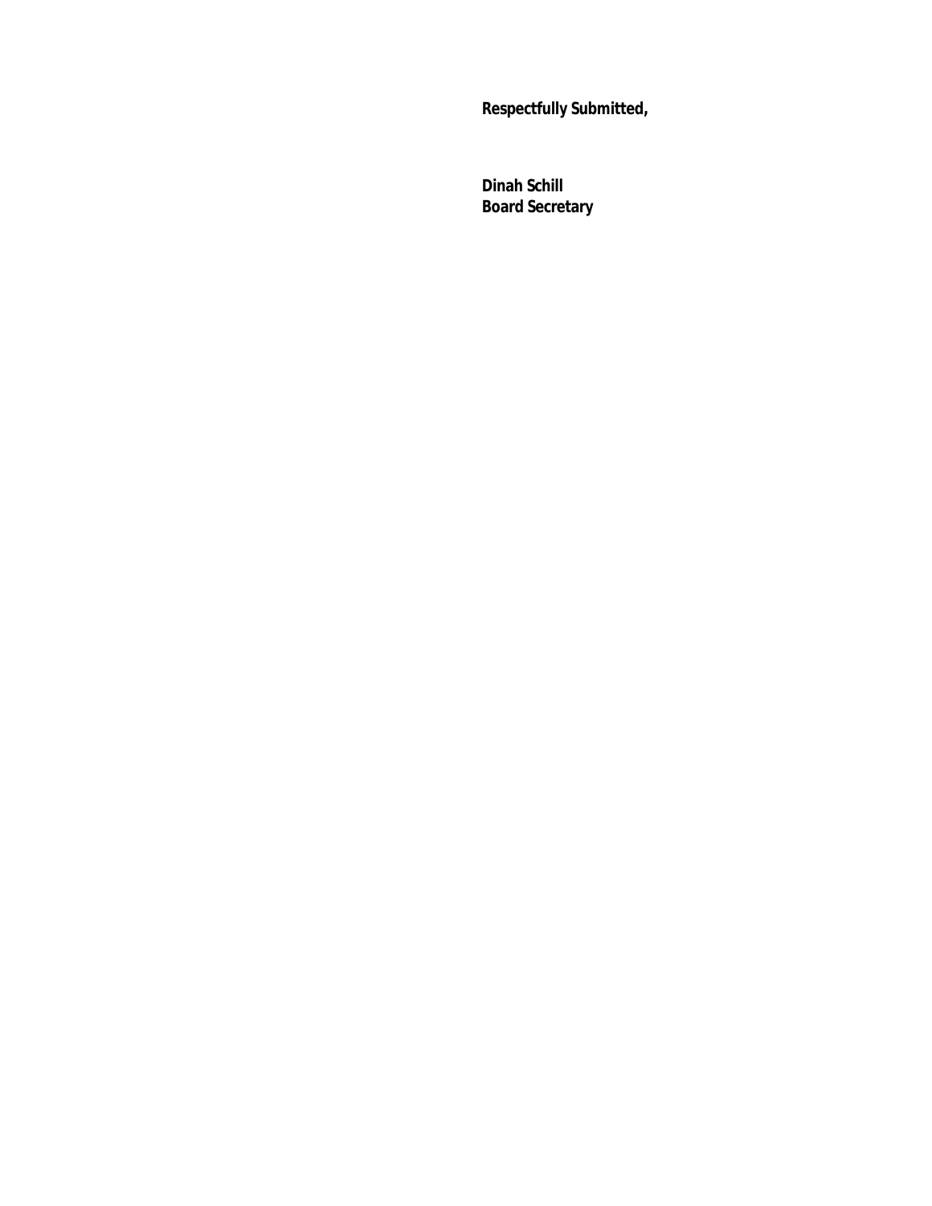**Respectfully Submitted,**

**Dinah Schill**
**Board Secretary**